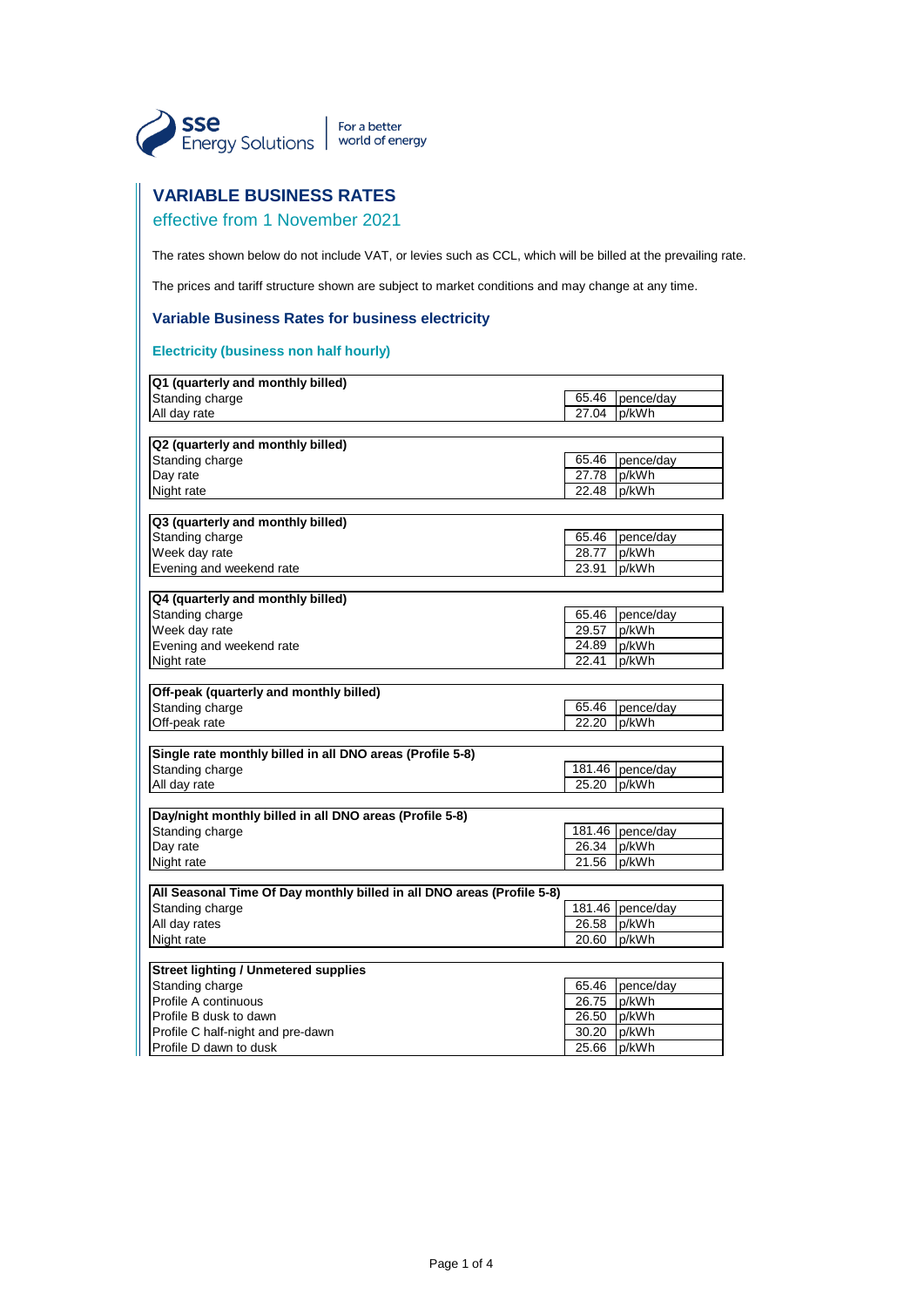# VARIABLE BUSINESS RATES

effective from 1 November 2021

The rates shown below do not include VAT, or levies such as CCL, which will be billed at the prevailing rate.

The prices and tariff structure shown are subject to market conditions and may change at any time.

## Variable Business Rates for business electricity

### Electricity (business non half hourly)

| **Q1 (quarterly and monthly billed)** | | |
|---|---|---|
| Standing charge | 65.46 | pence/day |
| All day rate | 27.04 | p/kWh |

| **Q2 (quarterly and monthly billed)** | | |
|---|---|---|
| Standing charge | 65.46 | pence/day |
| Day rate | 27.78 | p/kWh |
| Night rate | 22.48 | p/kWh |

| **Q3 (quarterly and monthly billed)** | | |
|---|---|---|
| Standing charge | 65.46 | pence/day |
| Week day rate | 28.77 | p/kWh |
| Evening and weekend rate | 23.91 | p/kWh |

| **Q4 (quarterly and monthly billed)** | | |
|---|---|---|
| Standing charge | 65.46 | pence/day |
| Week day rate | 29.57 | p/kWh |
| Evening and weekend rate | 24.89 | p/kWh |
| Night rate | 22.41 | p/kWh |

| **Off-peak (quarterly and monthly billed)** | | |
|---|---|---|
| Standing charge | 65.46 | pence/day |
| Off-peak rate | 22.20 | p/kWh |

| **Single rate monthly billed in all DNO areas (Profile 5-8)** | | |
|---|---|---|
| Standing charge | 181.46 | pence/day |
| All day rate | 25.20 | p/kWh |

| **Day/night monthly billed in all DNO areas (Profile 5-8)** | | |
|---|---|---|
| Standing charge | 181.46 | pence/day |
| Day rate | 26.34 | p/kWh |
| Night rate | 21.56 | p/kWh |

| **All Seasonal Time Of Day monthly billed in all DNO areas (Profile 5-8)** | | |
|---|---|---|
| Standing charge | 181.46 | pence/day |
| All day rates | 26.58 | p/kWh |
| Night rate | 20.60 | p/kWh |

| **Street lighting / Unmetered supplies** | | |
|---|---|---|
| Standing charge | 65.46 | pence/day |
| Profile A continuous | 26.75 | p/kWh |
| Profile B dusk to dawn | 26.50 | p/kWh |
| Profile C half-night and pre-dawn | 30.20 | p/kWh |
| Profile D dawn to dusk | 25.66 | p/kWh |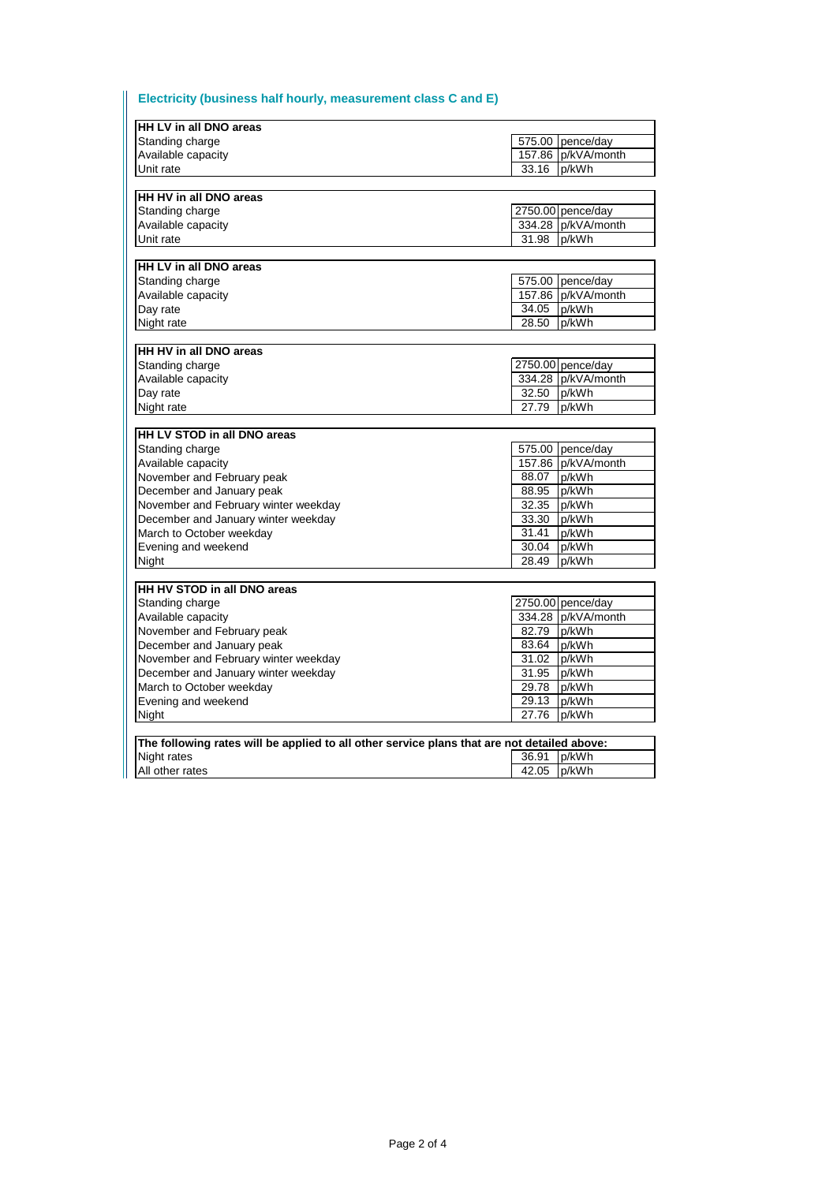## Electricity (business half hourly, measurement class C and E)

| HH LV in all DNO areas | | |
|---|---|---|
| Standing charge | 575.00 | pence/day |
| Available capacity | 157.86 | p/kVA/month |
| Unit rate | 33.16 | p/kWh |

| HH HV in all DNO areas | | |
|---|---|---|
| Standing charge | 2750.00 | pence/day |
| Available capacity | 334.28 | p/kVA/month |
| Unit rate | 31.98 | p/kWh |

| HH LV in all DNO areas | | |
|---|---|---|
| Standing charge | 575.00 | pence/day |
| Available capacity | 157.86 | p/kVA/month |
| Day rate | 34.05 | p/kWh |
| Night rate | 28.50 | p/kWh |

| HH HV in all DNO areas | | |
|---|---|---|
| Standing charge | 2750.00 | pence/day |
| Available capacity | 334.28 | p/kVA/month |
| Day rate | 32.50 | p/kWh |
| Night rate | 27.79 | p/kWh |

| HH LV STOD in all DNO areas | | |
|---|---|---|
| Standing charge | 575.00 | pence/day |
| Available capacity | 157.86 | p/kVA/month |
| November and February peak | 88.07 | p/kWh |
| December and January peak | 88.95 | p/kWh |
| November and February winter weekday | 32.35 | p/kWh |
| December and January winter weekday | 33.30 | p/kWh |
| March to October weekday | 31.41 | p/kWh |
| Evening and weekend | 30.04 | p/kWh |
| Night | 28.49 | p/kWh |

| HH HV STOD in all DNO areas | | |
|---|---|---|
| Standing charge | 2750.00 | pence/day |
| Available capacity | 334.28 | p/kVA/month |
| November and February peak | 82.79 | p/kWh |
| December and January peak | 83.64 | p/kWh |
| November and February winter weekday | 31.02 | p/kWh |
| December and January winter weekday | 31.95 | p/kWh |
| March to October weekday | 29.78 | p/kWh |
| Evening and weekend | 29.13 | p/kWh |
| Night | 27.76 | p/kWh |

| The following rates will be applied to all other service plans that are not detailed above: | | |
|---|---|---|
| Night rates | 36.91 | p/kWh |
| All other rates | 42.05 | p/kWh |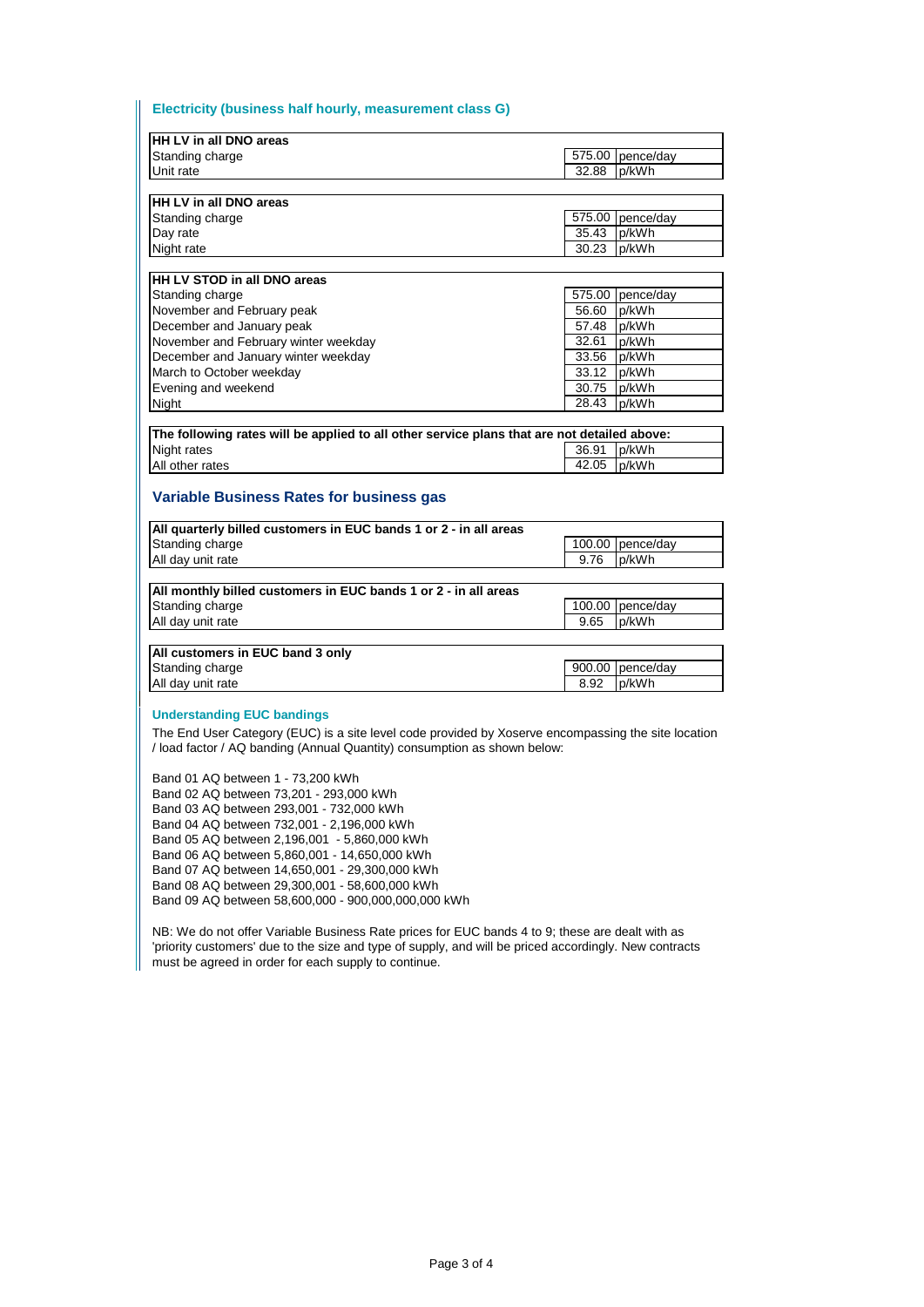## Electricity (business half hourly, measurement class G)

| HH LV in all DNO areas | | |
|---|---|---|
| Standing charge | 575.00 | pence/day |
| Unit rate | 32.88 | p/kWh |

| HH LV in all DNO areas | | |
|---|---|---|
| Standing charge | 575.00 | pence/day |
| Day rate | 35.43 | p/kWh |
| Night rate | 30.23 | p/kWh |

| HH LV STOD in all DNO areas | | |
|---|---|---|
| Standing charge | 575.00 | pence/day |
| November and February peak | 56.60 | p/kWh |
| December and January peak | 57.48 | p/kWh |
| November and February winter weekday | 32.61 | p/kWh |
| December and January winter weekday | 33.56 | p/kWh |
| March to October weekday | 33.12 | p/kWh |
| Evening and weekend | 30.75 | p/kWh |
| Night | 28.43 | p/kWh |

| The following rates will be applied to all other service plans that are not detailed above: | | |
|---|---|---|
| Night rates | 36.91 | p/kWh |
| All other rates | 42.05 | p/kWh |

## Variable Business Rates for business gas

| All quarterly billed customers in EUC bands 1 or 2 - in all areas | | |
|---|---|---|
| Standing charge | 100.00 | pence/day |
| All day unit rate | 9.76 | p/kWh |

| All monthly billed customers in EUC bands 1 or 2 - in all areas | | |
|---|---|---|
| Standing charge | 100.00 | pence/day |
| All day unit rate | 9.65 | p/kWh |

| All customers in EUC band 3 only | | |
|---|---|---|
| Standing charge | 900.00 | pence/day |
| All day unit rate | 8.92 | p/kWh |

### Understanding EUC bandings

The End User Category (EUC) is a site level code provided by Xoserve encompassing the site location / load factor / AQ banding (Annual Quantity) consumption as shown below:

Band 01 AQ between 1 - 73,200 kWh
Band 02 AQ between 73,201 - 293,000 kWh
Band 03 AQ between 293,001 - 732,000 kWh
Band 04 AQ between 732,001 - 2,196,000 kWh
Band 05 AQ between 2,196,001 - 5,860,000 kWh
Band 06 AQ between 5,860,001 - 14,650,000 kWh
Band 07 AQ between 14,650,001 - 29,300,000 kWh
Band 08 AQ between 29,300,001 - 58,600,000 kWh
Band 09 AQ between 58,600,000 - 900,000,000,000 kWh

NB: We do not offer Variable Business Rate prices for EUC bands 4 to 9; these are dealt with as 'priority customers' due to the size and type of supply, and will be priced accordingly. New contracts must be agreed in order for each supply to continue.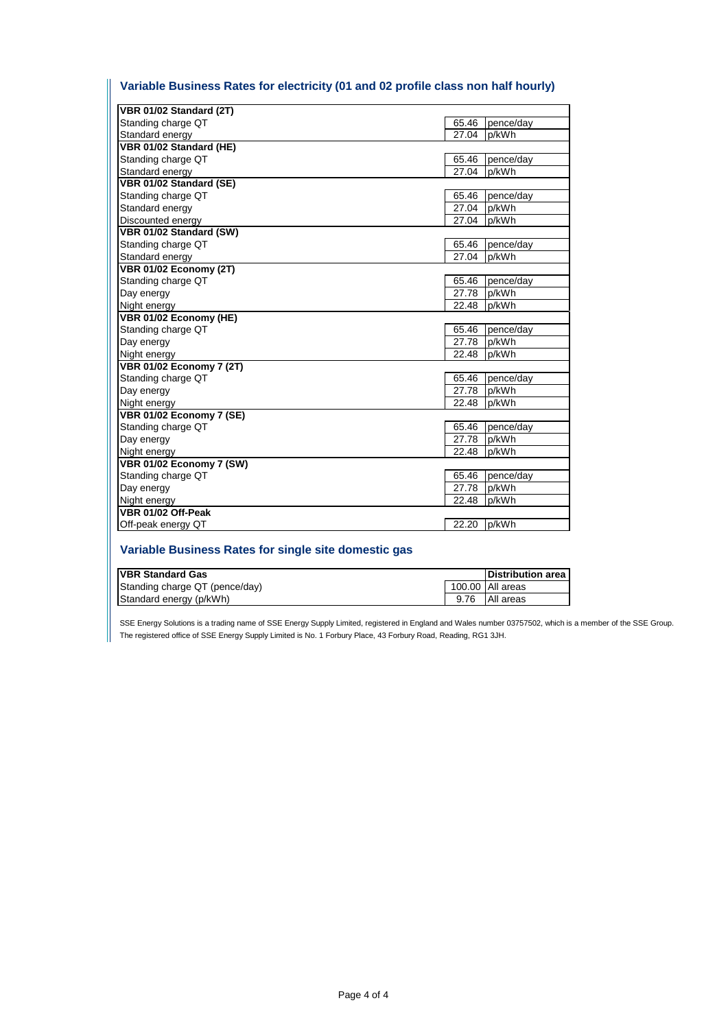## Variable Business Rates for electricity (01 and 02 profile class non half hourly)

| | | |
|---|---|---|
| **VBR 01/02 Standard (2T)** | | |
| Standing charge QT | 65.46 | pence/day |
| Standard energy | 27.04 | p/kWh |
| **VBR 01/02 Standard (HE)** | | |
| Standing charge QT | 65.46 | pence/day |
| Standard energy | 27.04 | p/kWh |
| **VBR 01/02 Standard (SE)** | | |
| Standing charge QT | 65.46 | pence/day |
| Standard energy | 27.04 | p/kWh |
| Discounted energy | 27.04 | p/kWh |
| **VBR 01/02 Standard (SW)** | | |
| Standing charge QT | 65.46 | pence/day |
| Standard energy | 27.04 | p/kWh |
| **VBR 01/02 Economy (2T)** | | |
| Standing charge QT | 65.46 | pence/day |
| Day energy | 27.78 | p/kWh |
| Night energy | 22.48 | p/kWh |
| **VBR 01/02 Economy (HE)** | | |
| Standing charge QT | 65.46 | pence/day |
| Day energy | 27.78 | p/kWh |
| Night energy | 22.48 | p/kWh |
| **VBR 01/02 Economy 7 (2T)** | | |
| Standing charge QT | 65.46 | pence/day |
| Day energy | 27.78 | p/kWh |
| Night energy | 22.48 | p/kWh |
| **VBR 01/02 Economy 7 (SE)** | | |
| Standing charge QT | 65.46 | pence/day |
| Day energy | 27.78 | p/kWh |
| Night energy | 22.48 | p/kWh |
| **VBR 01/02 Economy 7 (SW)** | | |
| Standing charge QT | 65.46 | pence/day |
| Day energy | 27.78 | p/kWh |
| Night energy | 22.48 | p/kWh |
| **VBR 01/02 Off-Peak** | | |
| Off-peak energy QT | 22.20 | p/kWh |

## Variable Business Rates for single site domestic gas

| **VBR Standard Gas** | | **Distribution area** |
|---|---|---|
| Standing charge QT (pence/day) | 100.00 | All areas |
| Standard energy (p/kWh) | 9.76 | All areas |

SSE Energy Solutions is a trading name of SSE Energy Supply Limited, registered in England and Wales number 03757502, which is a member of the SSE Group. The registered office of SSE Energy Supply Limited is No. 1 Forbury Place, 43 Forbury Road, Reading, RG1 3JH.